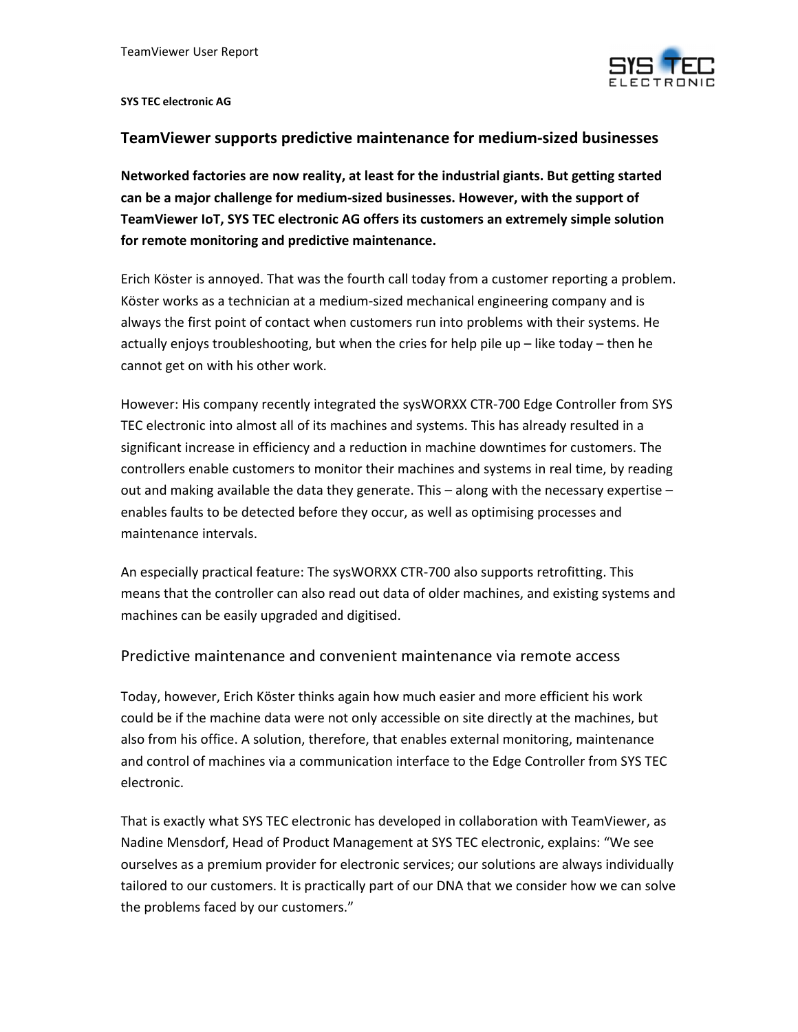**SYS TEC electronic AG**

# TeamViewer supports predictive maintenance for medium-sized businesses

**Networked factories are now reality, at least for the industrial giants. But getting started can be a major challenge for medium-sized businesses. However, with the support of TeamViewer IoT, SYS TEC electronic AG offers its customers an extremely simple solution for remote monitoring and predictive maintenance.**

Erich Köster is annoyed. That was the fourth call today from a customer reporting a problem. Köster works as a technician at a medium-sized mechanical engineering company and is always the first point of contact when customers run into problems with their systems. He actually enjoys troubleshooting, but when the cries for help pile up – like today – then he cannot get on with his other work.

However: His company recently integrated the sysWORXX CTR-700 Edge Controller from SYS TEC electronic into almost all of its machines and systems. This has already resulted in a significant increase in efficiency and a reduction in machine downtimes for customers. The controllers enable customers to monitor their machines and systems in real time, by reading out and making available the data they generate. This – along with the necessary expertise – enables faults to be detected before they occur, as well as optimising processes and maintenance intervals.

An especially practical feature: The sysWORXX CTR-700 also supports retrofitting. This means that the controller can also read out data of older machines, and existing systems and machines can be easily upgraded and digitised.

## Predictive maintenance and convenient maintenance via remote access

Today, however, Erich Köster thinks again how much easier and more efficient his work could be if the machine data were not only accessible on site directly at the machines, but also from his office. A solution, therefore, that enables external monitoring, maintenance and control of machines via a communication interface to the Edge Controller from SYS TEC electronic.

That is exactly what SYS TEC electronic has developed in collaboration with TeamViewer, as Nadine Mensdorf, Head of Product Management at SYS TEC electronic, explains: "We see ourselves as a premium provider for electronic services; our solutions are always individually tailored to our customers. It is practically part of our DNA that we consider how we can solve the problems faced by our customers."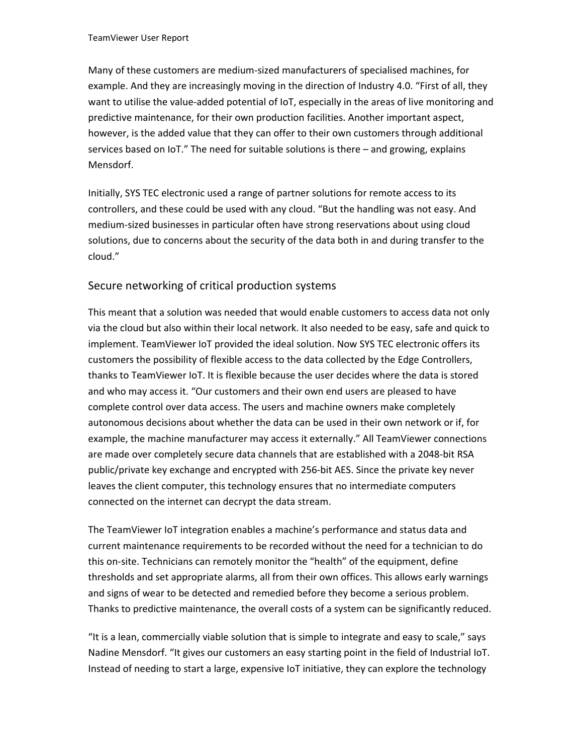Many of these customers are medium-sized manufacturers of specialised machines, for example. And they are increasingly moving in the direction of Industry 4.0. "First of all, they want to utilise the value-added potential of IoT, especially in the areas of live monitoring and predictive maintenance, for their own production facilities. Another important aspect, however, is the added value that they can offer to their own customers through additional services based on IoT." The need for suitable solutions is there – and growing, explains Mensdorf.

Initially, SYS TEC electronic used a range of partner solutions for remote access to its controllers, and these could be used with any cloud. "But the handling was not easy. And medium-sized businesses in particular often have strong reservations about using cloud solutions, due to concerns about the security of the data both in and during transfer to the cloud."

## Secure networking of critical production systems

This meant that a solution was needed that would enable customers to access data not only via the cloud but also within their local network. It also needed to be easy, safe and quick to implement. TeamViewer IoT provided the ideal solution. Now SYS TEC electronic offers its customers the possibility of flexible access to the data collected by the Edge Controllers, thanks to TeamViewer IoT. It is flexible because the user decides where the data is stored and who may access it. "Our customers and their own end users are pleased to have complete control over data access. The users and machine owners make completely autonomous decisions about whether the data can be used in their own network or if, for example, the machine manufacturer may access it externally." All TeamViewer connections are made over completely secure data channels that are established with a 2048-bit RSA public/private key exchange and encrypted with 256-bit AES. Since the private key never leaves the client computer, this technology ensures that no intermediate computers connected on the internet can decrypt the data stream.

The TeamViewer IoT integration enables a machine's performance and status data and current maintenance requirements to be recorded without the need for a technician to do this on-site. Technicians can remotely monitor the "health" of the equipment, define thresholds and set appropriate alarms, all from their own offices. This allows early warnings and signs of wear to be detected and remedied before they become a serious problem. Thanks to predictive maintenance, the overall costs of a system can be significantly reduced.

"It is a lean, commercially viable solution that is simple to integrate and easy to scale," says Nadine Mensdorf. "It gives our customers an easy starting point in the field of Industrial IoT. Instead of needing to start a large, expensive IoT initiative, they can explore the technology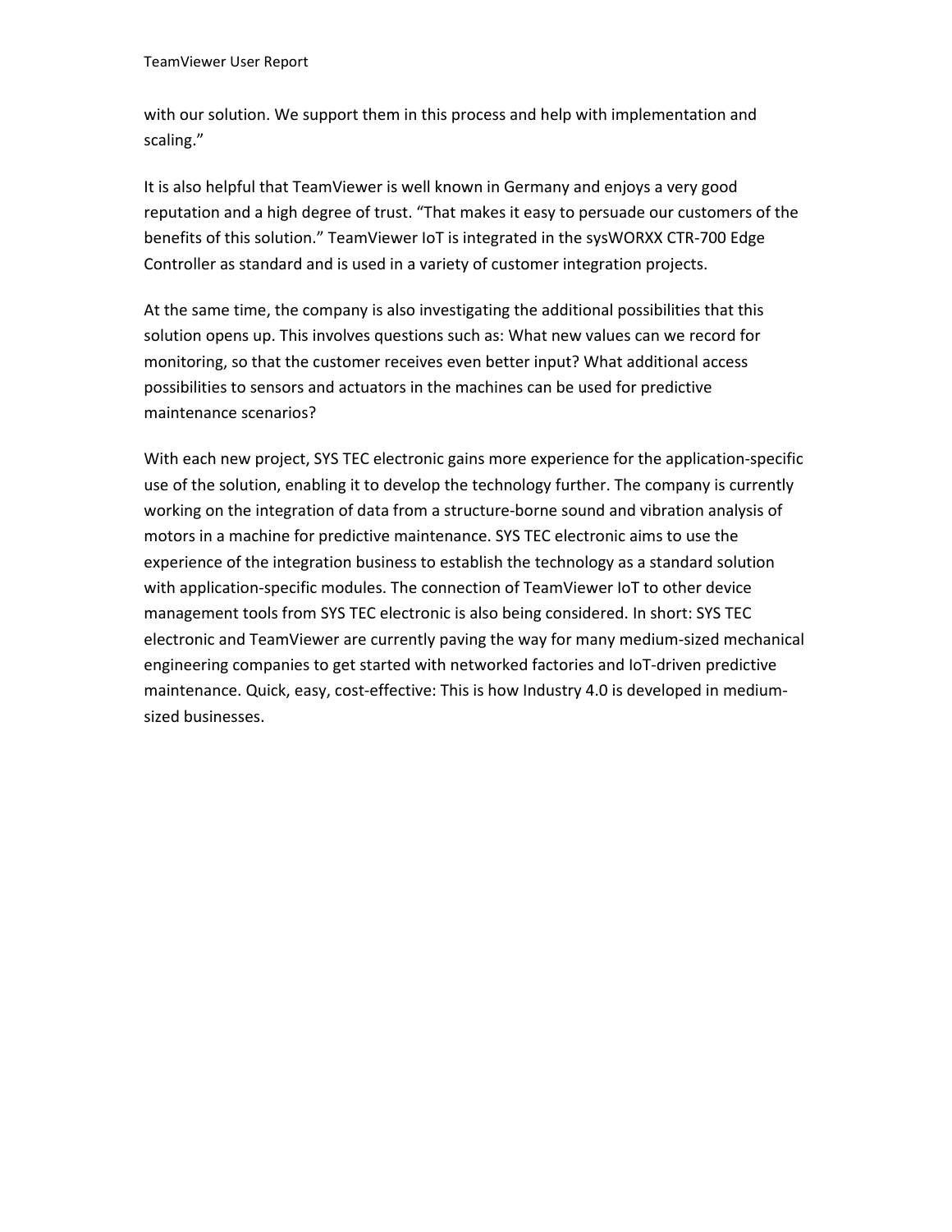with our solution. We support them in this process and help with implementation and scaling."

It is also helpful that TeamViewer is well known in Germany and enjoys a very good reputation and a high degree of trust. "That makes it easy to persuade our customers of the benefits of this solution." TeamViewer IoT is integrated in the sysWORXX CTR-700 Edge Controller as standard and is used in a variety of customer integration projects.

At the same time, the company is also investigating the additional possibilities that this solution opens up. This involves questions such as: What new values can we record for monitoring, so that the customer receives even better input? What additional access possibilities to sensors and actuators in the machines can be used for predictive maintenance scenarios?

With each new project, SYS TEC electronic gains more experience for the application-specific use of the solution, enabling it to develop the technology further. The company is currently working on the integration of data from a structure-borne sound and vibration analysis of motors in a machine for predictive maintenance. SYS TEC electronic aims to use the experience of the integration business to establish the technology as a standard solution with application-specific modules. The connection of TeamViewer IoT to other device management tools from SYS TEC electronic is also being considered. In short: SYS TEC electronic and TeamViewer are currently paving the way for many medium-sized mechanical engineering companies to get started with networked factories and IoT-driven predictive maintenance. Quick, easy, cost-effective: This is how Industry 4.0 is developed in medium-sized businesses.